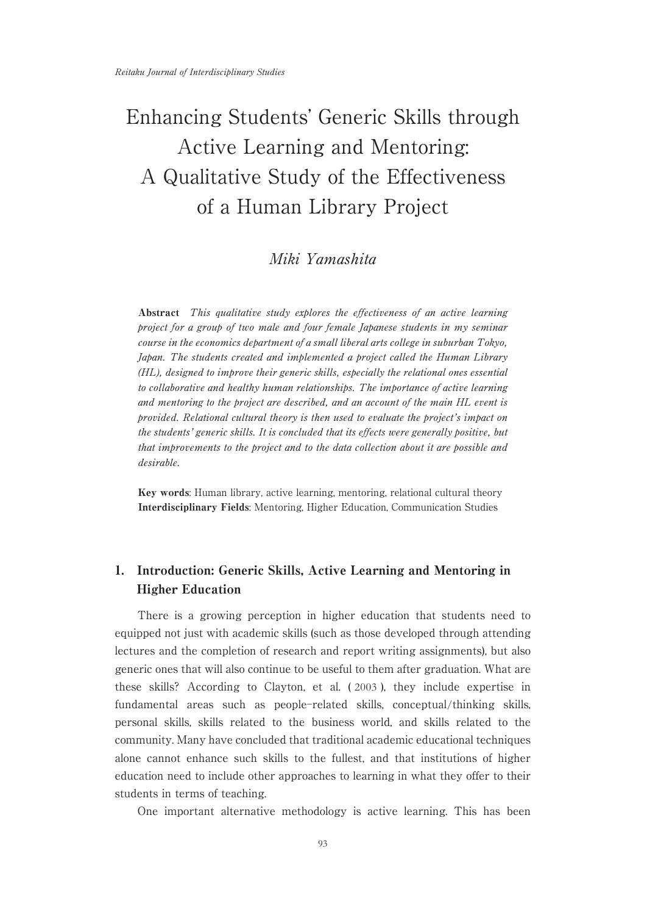# Enhancing Students' Generic Skills through Active Learning and Mentoring: A Qualitative Study of the Effectiveness of a Human Library Project

*Miki Yamashita*

**Abstract** *This qualitative study explores the effectiveness of an active learning project for a group of two male and four female Japanese students in my seminar course in the economics department of a small liberal arts college in suburban Tokyo, Japan. The students created and implemented a project called the Human Library (HL), designed to improve their generic skills, especially the relational ones essential to collaborative and healthy human relationships. The importance of active learning and mentoring to the project are described, and an account of the main HL event is provided. Relational cultural theory is then used to evaluate the project's impact on the students' generic skills. It is concluded that its effects were generally positive, but that improvements to the project and to the data collection about it are possible and desirable.*

**Key words**: Human library, active learning, mentoring, relational cultural theory
**Interdisciplinary Fields**: Mentoring, Higher Education, Communication Studies

## 1. Introduction: Generic Skills, Active Learning and Mentoring in Higher Education

There is a growing perception in higher education that students need to equipped not just with academic skills (such as those developed through attending lectures and the completion of research and report writing assignments), but also generic ones that will also continue to be useful to them after graduation. What are these skills? According to Clayton, et al. (2003), they include expertise in fundamental areas such as people-related skills, conceptual/thinking skills, personal skills, skills related to the business world, and skills related to the community. Many have concluded that traditional academic educational techniques alone cannot enhance such skills to the fullest, and that institutions of higher education need to include other approaches to learning in what they offer to their students in terms of teaching.

One important alternative methodology is active learning. This has been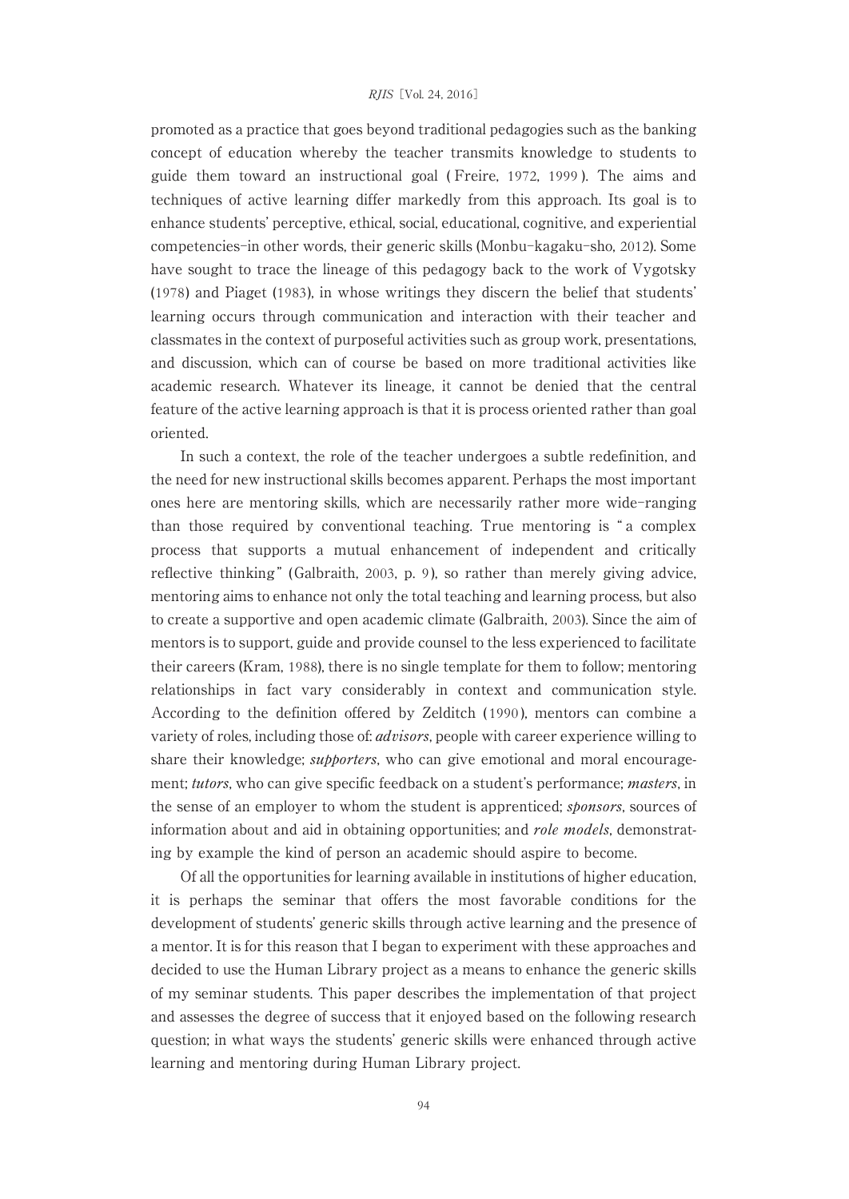promoted as a practice that goes beyond traditional pedagogies such as the banking concept of education whereby the teacher transmits knowledge to students to guide them toward an instructional goal (Freire, 1972, 1999). The aims and techniques of active learning differ markedly from this approach. Its goal is to enhance students' perceptive, ethical, social, educational, cognitive, and experiential competencies–in other words, their generic skills (Monbu-kagaku-sho, 2012). Some have sought to trace the lineage of this pedagogy back to the work of Vygotsky (1978) and Piaget (1983), in whose writings they discern the belief that students' learning occurs through communication and interaction with their teacher and classmates in the context of purposeful activities such as group work, presentations, and discussion, which can of course be based on more traditional activities like academic research. Whatever its lineage, it cannot be denied that the central feature of the active learning approach is that it is process oriented rather than goal oriented.

In such a context, the role of the teacher undergoes a subtle redefinition, and the need for new instructional skills becomes apparent. Perhaps the most important ones here are mentoring skills, which are necessarily rather more wide-ranging than those required by conventional teaching. True mentoring is "a complex process that supports a mutual enhancement of independent and critically reflective thinking" (Galbraith, 2003, p. 9), so rather than merely giving advice, mentoring aims to enhance not only the total teaching and learning process, but also to create a supportive and open academic climate (Galbraith, 2003). Since the aim of mentors is to support, guide and provide counsel to the less experienced to facilitate their careers (Kram, 1988), there is no single template for them to follow; mentoring relationships in fact vary considerably in context and communication style. According to the definition offered by Zelditch (1990), mentors can combine a variety of roles, including those of: ***advisors***, people with career experience willing to share their knowledge; ***supporters***, who can give emotional and moral encouragement; ***tutors***, who can give specific feedback on a student's performance; ***masters***, in the sense of an employer to whom the student is apprenticed; ***sponsors***, sources of information about and aid in obtaining opportunities; and ***role models***, demonstrating by example the kind of person an academic should aspire to become.

Of all the opportunities for learning available in institutions of higher education, it is perhaps the seminar that offers the most favorable conditions for the development of students' generic skills through active learning and the presence of a mentor. It is for this reason that I began to experiment with these approaches and decided to use the Human Library project as a means to enhance the generic skills of my seminar students. This paper describes the implementation of that project and assesses the degree of success that it enjoyed based on the following research question; in what ways the students' generic skills were enhanced through active learning and mentoring during Human Library project.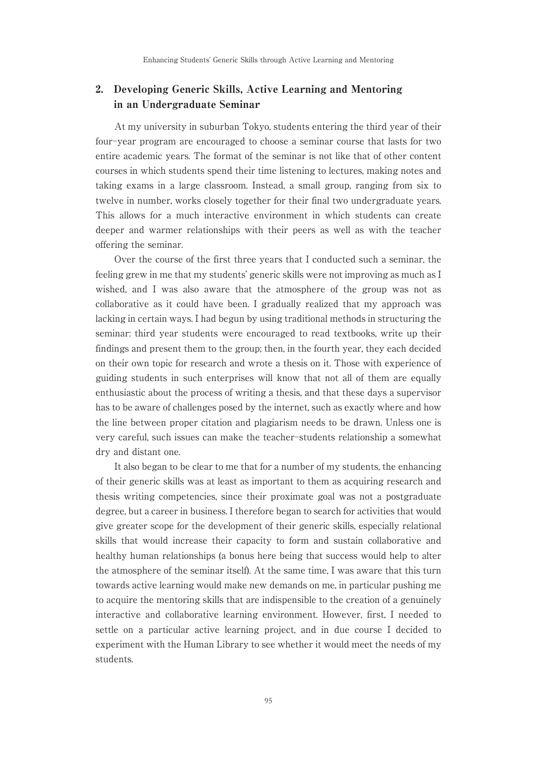## 2. Developing Generic Skills, Active Learning and Mentoring in an Undergraduate Seminar

At my university in suburban Tokyo, students entering the third year of their four-year program are encouraged to choose a seminar course that lasts for two entire academic years. The format of the seminar is not like that of other content courses in which students spend their time listening to lectures, making notes and taking exams in a large classroom. Instead, a small group, ranging from six to twelve in number, works closely together for their final two undergraduate years. This allows for a much interactive environment in which students can create deeper and warmer relationships with their peers as well as with the teacher offering the seminar.

Over the course of the first three years that I conducted such a seminar, the feeling grew in me that my students' generic skills were not improving as much as I wished, and I was also aware that the atmosphere of the group was not as collaborative as it could have been. I gradually realized that my approach was lacking in certain ways. I had begun by using traditional methods in structuring the seminar: third year students were encouraged to read textbooks, write up their findings and present them to the group; then, in the fourth year, they each decided on their own topic for research and wrote a thesis on it. Those with experience of guiding students in such enterprises will know that not all of them are equally enthusiastic about the process of writing a thesis, and that these days a supervisor has to be aware of challenges posed by the internet, such as exactly where and how the line between proper citation and plagiarism needs to be drawn. Unless one is very careful, such issues can make the teacher-students relationship a somewhat dry and distant one.

It also began to be clear to me that for a number of my students, the enhancing of their generic skills was at least as important to them as acquiring research and thesis writing competencies, since their proximate goal was not a postgraduate degree, but a career in business. I therefore began to search for activities that would give greater scope for the development of their generic skills, especially relational skills that would increase their capacity to form and sustain collaborative and healthy human relationships (a bonus here being that success would help to alter the atmosphere of the seminar itself). At the same time, I was aware that this turn towards active learning would make new demands on me, in particular pushing me to acquire the mentoring skills that are indispensible to the creation of a genuinely interactive and collaborative learning environment. However, first, I needed to settle on a particular active learning project, and in due course I decided to experiment with the Human Library to see whether it would meet the needs of my students.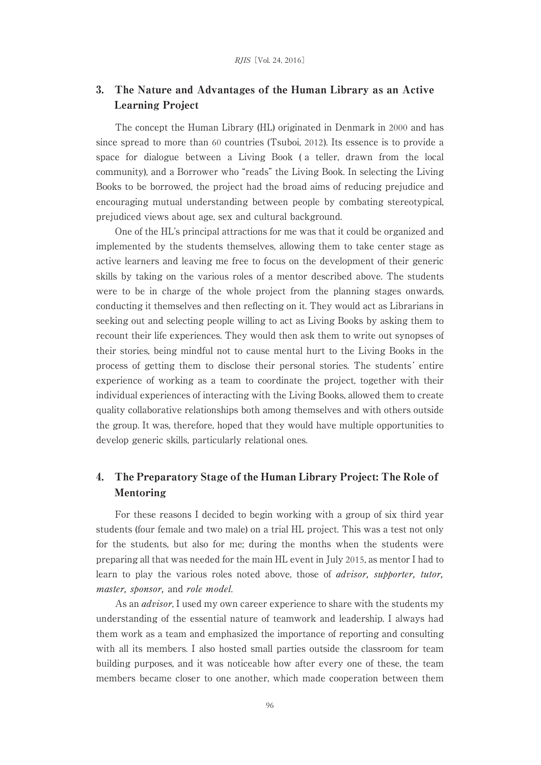## 3. The Nature and Advantages of the Human Library as an Active Learning Project

The concept the Human Library (HL) originated in Denmark in 2000 and has since spread to more than 60 countries (Tsuboi, 2012). Its essence is to provide a space for dialogue between a Living Book ( a teller, drawn from the local community), and a Borrower who "reads" the Living Book. In selecting the Living Books to be borrowed, the project had the broad aims of reducing prejudice and encouraging mutual understanding between people by combating stereotypical, prejudiced views about age, sex and cultural background.

One of the HL's principal attractions for me was that it could be organized and implemented by the students themselves, allowing them to take center stage as active learners and leaving me free to focus on the development of their generic skills by taking on the various roles of a mentor described above. The students were to be in charge of the whole project from the planning stages onwards, conducting it themselves and then reflecting on it. They would act as Librarians in seeking out and selecting people willing to act as Living Books by asking them to recount their life experiences. They would then ask them to write out synopses of their stories, being mindful not to cause mental hurt to the Living Books in the process of getting them to disclose their personal stories. The students' entire experience of working as a team to coordinate the project, together with their individual experiences of interacting with the Living Books, allowed them to create quality collaborative relationships both among themselves and with others outside the group. It was, therefore, hoped that they would have multiple opportunities to develop generic skills, particularly relational ones.

## 4. The Preparatory Stage of the Human Library Project: The Role of Mentoring

For these reasons I decided to begin working with a group of six third year students (four female and two male) on a trial HL project. This was a test not only for the students, but also for me; during the months when the students were preparing all that was needed for the main HL event in July 2015, as mentor I had to learn to play the various roles noted above, those of *advisor, supporter, tutor, master, sponsor,* and *role model*.

As an *advisor*, I used my own career experience to share with the students my understanding of the essential nature of teamwork and leadership. I always had them work as a team and emphasized the importance of reporting and consulting with all its members. I also hosted small parties outside the classroom for team building purposes, and it was noticeable how after every one of these, the team members became closer to one another, which made cooperation between them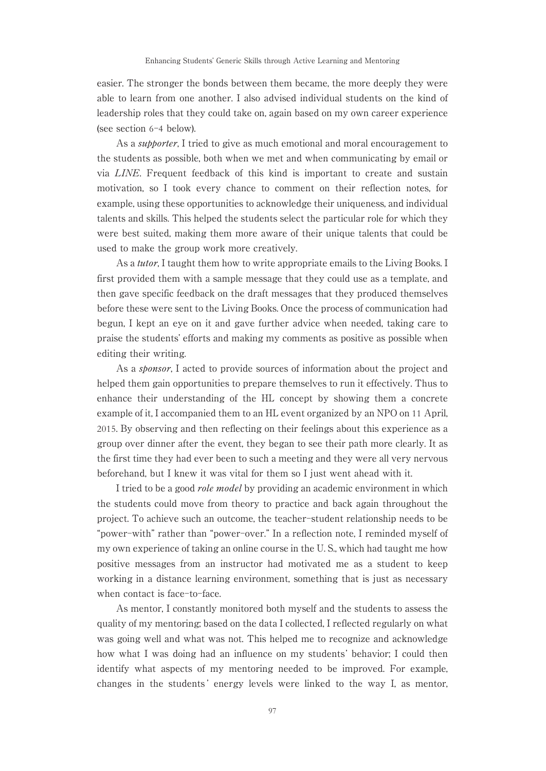easier. The stronger the bonds between them became, the more deeply they were able to learn from one another. I also advised individual students on the kind of leadership roles that they could take on, again based on my own career experience (see section 6-4 below).

As a *supporter*, I tried to give as much emotional and moral encouragement to the students as possible, both when we met and when communicating by email or via *LINE*. Frequent feedback of this kind is important to create and sustain motivation, so I took every chance to comment on their reflection notes, for example, using these opportunities to acknowledge their uniqueness, and individual talents and skills. This helped the students select the particular role for which they were best suited, making them more aware of their unique talents that could be used to make the group work more creatively.

As a *tutor*, I taught them how to write appropriate emails to the Living Books. I first provided them with a sample message that they could use as a template, and then gave specific feedback on the draft messages that they produced themselves before these were sent to the Living Books. Once the process of communication had begun, I kept an eye on it and gave further advice when needed, taking care to praise the students' efforts and making my comments as positive as possible when editing their writing.

As a *sponsor*, I acted to provide sources of information about the project and helped them gain opportunities to prepare themselves to run it effectively. Thus to enhance their understanding of the HL concept by showing them a concrete example of it, I accompanied them to an HL event organized by an NPO on 11 April, 2015. By observing and then reflecting on their feelings about this experience as a group over dinner after the event, they began to see their path more clearly. It as the first time they had ever been to such a meeting and they were all very nervous beforehand, but I knew it was vital for them so I just went ahead with it.

I tried to be a good *role model* by providing an academic environment in which the students could move from theory to practice and back again throughout the project. To achieve such an outcome, the teacher-student relationship needs to be "power-with" rather than "power-over." In a reflection note, I reminded myself of my own experience of taking an online course in the U. S., which had taught me how positive messages from an instructor had motivated me as a student to keep working in a distance learning environment, something that is just as necessary when contact is face-to-face.

As mentor, I constantly monitored both myself and the students to assess the quality of my mentoring; based on the data I collected, I reflected regularly on what was going well and what was not. This helped me to recognize and acknowledge how what I was doing had an influence on my students' behavior; I could then identify what aspects of my mentoring needed to be improved. For example, changes in the students' energy levels were linked to the way I, as mentor,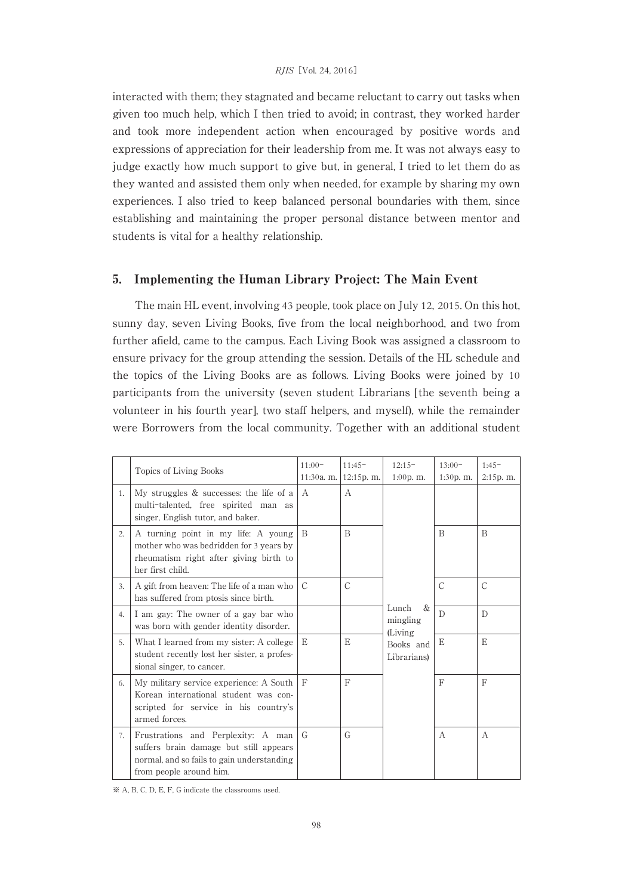interacted with them; they stagnated and became reluctant to carry out tasks when given too much help, which I then tried to avoid; in contrast, they worked harder and took more independent action when encouraged by positive words and expressions of appreciation for their leadership from me. It was not always easy to judge exactly how much support to give but, in general, I tried to let them do as they wanted and assisted them only when needed, for example by sharing my own experiences. I also tried to keep balanced personal boundaries with them, since establishing and maintaining the proper personal distance between mentor and students is vital for a healthy relationship.

## 5. Implementing the Human Library Project: The Main Event

The main HL event, involving 43 people, took place on July 12, 2015. On this hot, sunny day, seven Living Books, five from the local neighborhood, and two from further afield, came to the campus. Each Living Book was assigned a classroom to ensure privacy for the group attending the session. Details of the HL schedule and the topics of the Living Books are as follows. Living Books were joined by 10 participants from the university (seven student Librarians [the seventh being a volunteer in his fourth year], two staff helpers, and myself), while the remainder were Borrowers from the local community. Together with an additional student

| | Topics of Living Books | 11:00– 11:30a. m. | 11:45– 12:15p. m. | 12:15– 1:00p. m. | 13:00– 1:30p. m. | 1:45– 2:15p. m. |
|---|---|---|---|---|---|---|
| 1. | My struggles & successes: the life of a multi-talented, free spirited man as singer, English tutor, and baker. | A | A | Lunch & mingling (Living Books and Librarians) | | |
| 2. | A turning point in my life: A young mother who was bedridden for 3 years by rheumatism right after giving birth to her first child. | B | B | | B | B |
| 3. | A gift from heaven: The life of a man who has suffered from ptosis since birth. | C | C | | C | C |
| 4. | I am gay: The owner of a gay bar who was born with gender identity disorder. | | | | D | D |
| 5. | What I learned from my sister: A college student recently lost her sister, a professional singer, to cancer. | E | E | | E | E |
| 6. | My military service experience: A South Korean international student was conscripted for service in his country's armed forces. | F | F | | F | F |
| 7. | Frustrations and Perplexity: A man suffers brain damage but still appears normal, and so fails to gain understanding from people around him. | G | G | | A | A |

※ A, B, C, D, E, F, G indicate the classrooms used.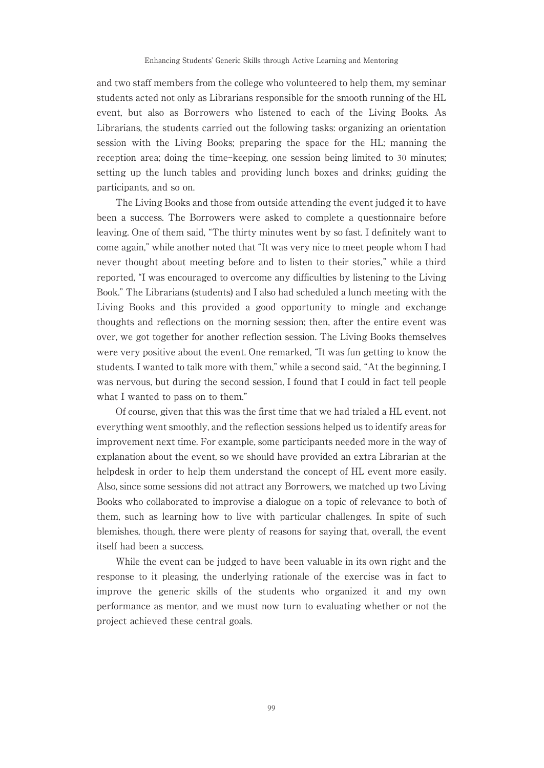and two staff members from the college who volunteered to help them, my seminar students acted not only as Librarians responsible for the smooth running of the HL event, but also as Borrowers who listened to each of the Living Books. As Librarians, the students carried out the following tasks: organizing an orientation session with the Living Books; preparing the space for the HL; manning the reception area; doing the time-keeping, one session being limited to 30 minutes; setting up the lunch tables and providing lunch boxes and drinks; guiding the participants, and so on.

The Living Books and those from outside attending the event judged it to have been a success. The Borrowers were asked to complete a questionnaire before leaving. One of them said, "The thirty minutes went by so fast. I definitely want to come again," while another noted that "It was very nice to meet people whom I had never thought about meeting before and to listen to their stories," while a third reported, "I was encouraged to overcome any difficulties by listening to the Living Book." The Librarians (students) and I also had scheduled a lunch meeting with the Living Books and this provided a good opportunity to mingle and exchange thoughts and reflections on the morning session; then, after the entire event was over, we got together for another reflection session. The Living Books themselves were very positive about the event. One remarked, "It was fun getting to know the students. I wanted to talk more with them," while a second said, "At the beginning, I was nervous, but during the second session, I found that I could in fact tell people what I wanted to pass on to them."

Of course, given that this was the first time that we had trialed a HL event, not everything went smoothly, and the reflection sessions helped us to identify areas for improvement next time. For example, some participants needed more in the way of explanation about the event, so we should have provided an extra Librarian at the helpdesk in order to help them understand the concept of HL event more easily. Also, since some sessions did not attract any Borrowers, we matched up two Living Books who collaborated to improvise a dialogue on a topic of relevance to both of them, such as learning how to live with particular challenges. In spite of such blemishes, though, there were plenty of reasons for saying that, overall, the event itself had been a success.

While the event can be judged to have been valuable in its own right and the response to it pleasing, the underlying rationale of the exercise was in fact to improve the generic skills of the students who organized it and my own performance as mentor, and we must now turn to evaluating whether or not the project achieved these central goals.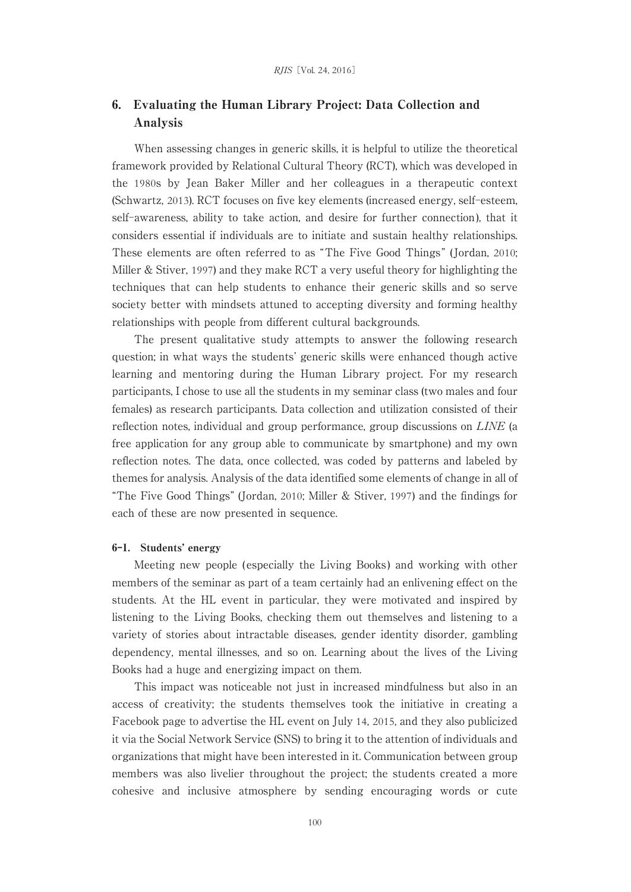## 6. Evaluating the Human Library Project: Data Collection and Analysis

When assessing changes in generic skills, it is helpful to utilize the theoretical framework provided by Relational Cultural Theory (RCT), which was developed in the 1980s by Jean Baker Miller and her colleagues in a therapeutic context (Schwartz, 2013). RCT focuses on five key elements (increased energy, self-esteem, self-awareness, ability to take action, and desire for further connection), that it considers essential if individuals are to initiate and sustain healthy relationships. These elements are often referred to as "The Five Good Things" (Jordan, 2010; Miller & Stiver, 1997) and they make RCT a very useful theory for highlighting the techniques that can help students to enhance their generic skills and so serve society better with mindsets attuned to accepting diversity and forming healthy relationships with people from different cultural backgrounds.

The present qualitative study attempts to answer the following research question; in what ways the students' generic skills were enhanced though active learning and mentoring during the Human Library project. For my research participants, I chose to use all the students in my seminar class (two males and four females) as research participants. Data collection and utilization consisted of their reflection notes, individual and group performance, group discussions on *LINE* (a free application for any group able to communicate by smartphone) and my own reflection notes. The data, once collected, was coded by patterns and labeled by themes for analysis. Analysis of the data identified some elements of change in all of "The Five Good Things" (Jordan, 2010; Miller & Stiver, 1997) and the findings for each of these are now presented in sequence.

### 6-1. Students' energy

Meeting new people (especially the Living Books) and working with other members of the seminar as part of a team certainly had an enlivening effect on the students. At the HL event in particular, they were motivated and inspired by listening to the Living Books, checking them out themselves and listening to a variety of stories about intractable diseases, gender identity disorder, gambling dependency, mental illnesses, and so on. Learning about the lives of the Living Books had a huge and energizing impact on them.

This impact was noticeable not just in increased mindfulness but also in an access of creativity; the students themselves took the initiative in creating a Facebook page to advertise the HL event on July 14, 2015, and they also publicized it via the Social Network Service (SNS) to bring it to the attention of individuals and organizations that might have been interested in it. Communication between group members was also livelier throughout the project; the students created a more cohesive and inclusive atmosphere by sending encouraging words or cute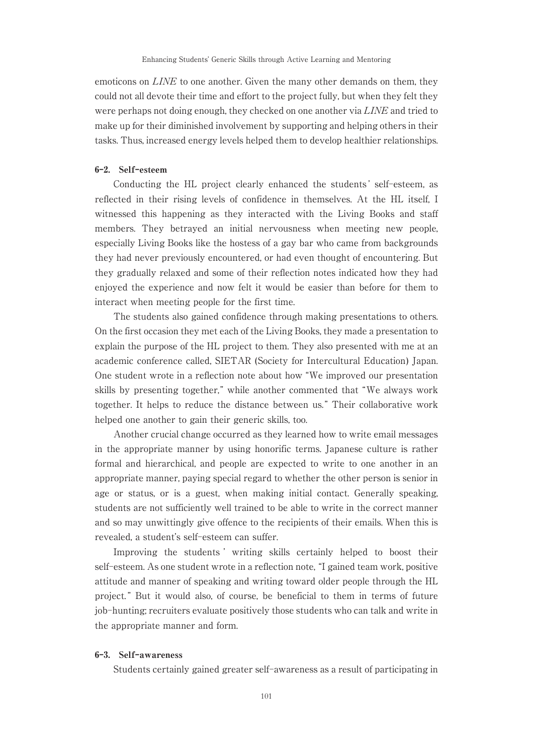emoticons on *LINE* to one another. Given the many other demands on them, they could not all devote their time and effort to the project fully, but when they felt they were perhaps not doing enough, they checked on one another via *LINE* and tried to make up for their diminished involvement by supporting and helping others in their tasks. Thus, increased energy levels helped them to develop healthier relationships.

### 6-2. Self-esteem

Conducting the HL project clearly enhanced the students' self-esteem, as reflected in their rising levels of confidence in themselves. At the HL itself, I witnessed this happening as they interacted with the Living Books and staff members. They betrayed an initial nervousness when meeting new people, especially Living Books like the hostess of a gay bar who came from backgrounds they had never previously encountered, or had even thought of encountering. But they gradually relaxed and some of their reflection notes indicated how they had enjoyed the experience and now felt it would be easier than before for them to interact when meeting people for the first time.

The students also gained confidence through making presentations to others. On the first occasion they met each of the Living Books, they made a presentation to explain the purpose of the HL project to them. They also presented with me at an academic conference called, SIETAR (Society for Intercultural Education) Japan. One student wrote in a reflection note about how "We improved our presentation skills by presenting together," while another commented that "We always work together. It helps to reduce the distance between us." Their collaborative work helped one another to gain their generic skills, too.

Another crucial change occurred as they learned how to write email messages in the appropriate manner by using honorific terms. Japanese culture is rather formal and hierarchical, and people are expected to write to one another in an appropriate manner, paying special regard to whether the other person is senior in age or status, or is a guest, when making initial contact. Generally speaking, students are not sufficiently well trained to be able to write in the correct manner and so may unwittingly give offence to the recipients of their emails. When this is revealed, a student's self-esteem can suffer.

Improving the students' writing skills certainly helped to boost their self-esteem. As one student wrote in a reflection note, "I gained team work, positive attitude and manner of speaking and writing toward older people through the HL project." But it would also, of course, be beneficial to them in terms of future job-hunting; recruiters evaluate positively those students who can talk and write in the appropriate manner and form.

### 6-3. Self-awareness

Students certainly gained greater self-awareness as a result of participating in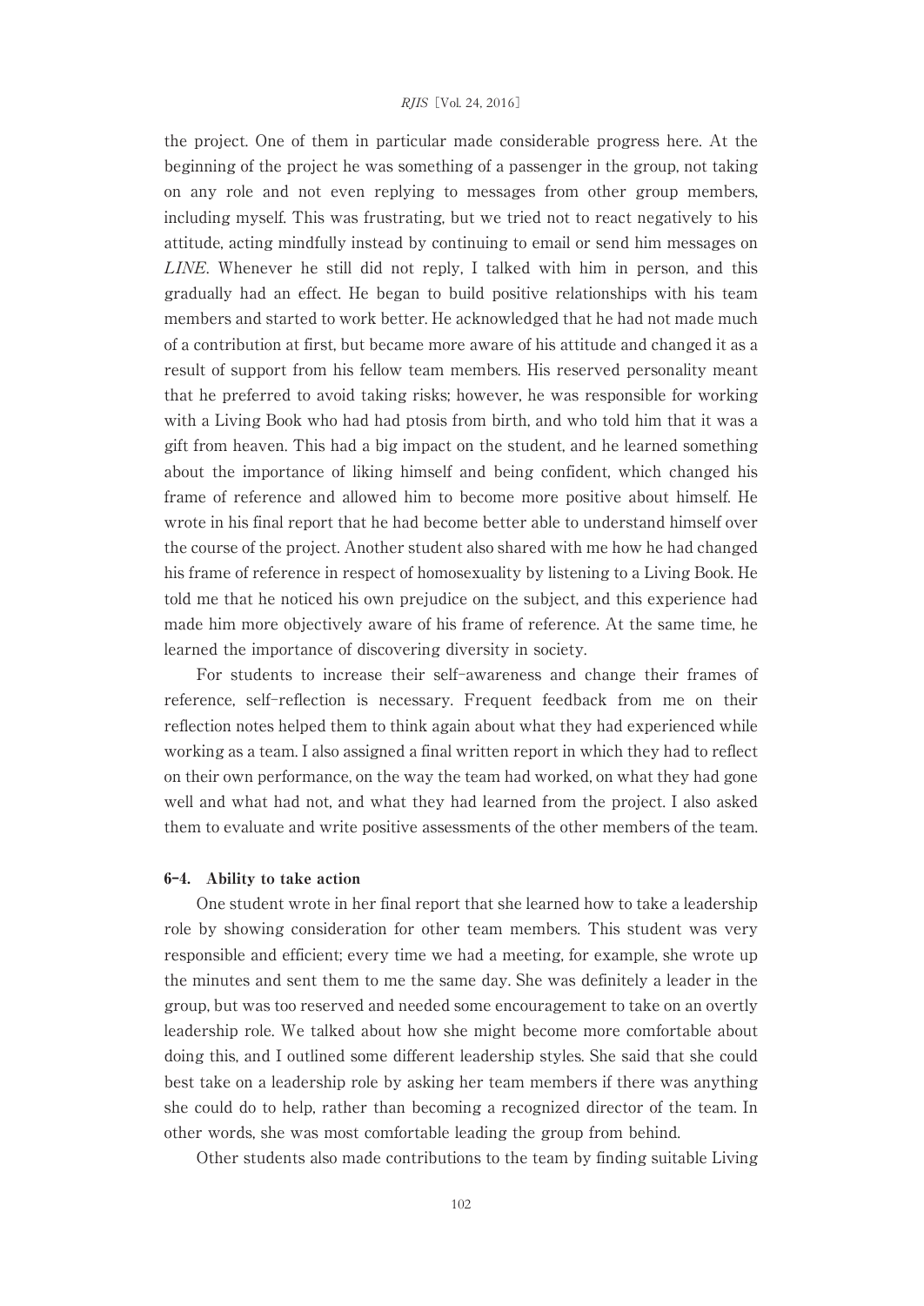the project. One of them in particular made considerable progress here. At the beginning of the project he was something of a passenger in the group, not taking on any role and not even replying to messages from other group members, including myself. This was frustrating, but we tried not to react negatively to his attitude, acting mindfully instead by continuing to email or send him messages on *LINE*. Whenever he still did not reply, I talked with him in person, and this gradually had an effect. He began to build positive relationships with his team members and started to work better. He acknowledged that he had not made much of a contribution at first, but became more aware of his attitude and changed it as a result of support from his fellow team members. His reserved personality meant that he preferred to avoid taking risks; however, he was responsible for working with a Living Book who had had ptosis from birth, and who told him that it was a gift from heaven. This had a big impact on the student, and he learned something about the importance of liking himself and being confident, which changed his frame of reference and allowed him to become more positive about himself. He wrote in his final report that he had become better able to understand himself over the course of the project. Another student also shared with me how he had changed his frame of reference in respect of homosexuality by listening to a Living Book. He told me that he noticed his own prejudice on the subject, and this experience had made him more objectively aware of his frame of reference. At the same time, he learned the importance of discovering diversity in society.

For students to increase their self-awareness and change their frames of reference, self-reflection is necessary. Frequent feedback from me on their reflection notes helped them to think again about what they had experienced while working as a team. I also assigned a final written report in which they had to reflect on their own performance, on the way the team had worked, on what they had gone well and what had not, and what they had learned from the project. I also asked them to evaluate and write positive assessments of the other members of the team.

### 6-4. Ability to take action

One student wrote in her final report that she learned how to take a leadership role by showing consideration for other team members. This student was very responsible and efficient; every time we had a meeting, for example, she wrote up the minutes and sent them to me the same day. She was definitely a leader in the group, but was too reserved and needed some encouragement to take on an overtly leadership role. We talked about how she might become more comfortable about doing this, and I outlined some different leadership styles. She said that she could best take on a leadership role by asking her team members if there was anything she could do to help, rather than becoming a recognized director of the team. In other words, she was most comfortable leading the group from behind.

Other students also made contributions to the team by finding suitable Living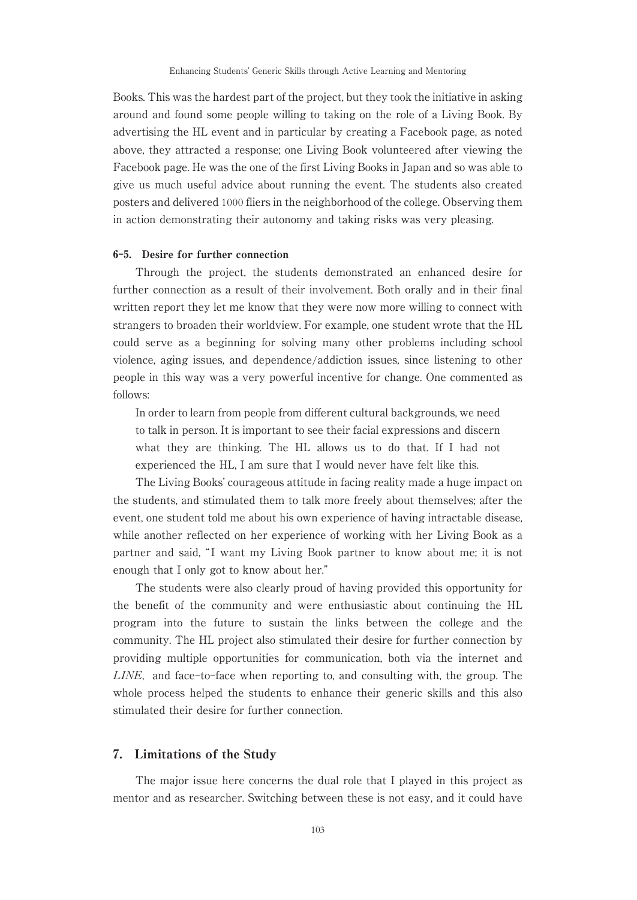Books. This was the hardest part of the project, but they took the initiative in asking around and found some people willing to taking on the role of a Living Book. By advertising the HL event and in particular by creating a Facebook page, as noted above, they attracted a response; one Living Book volunteered after viewing the Facebook page. He was the one of the first Living Books in Japan and so was able to give us much useful advice about running the event. The students also created posters and delivered 1000 fliers in the neighborhood of the college. Observing them in action demonstrating their autonomy and taking risks was very pleasing.

### 6-5. Desire for further connection

Through the project, the students demonstrated an enhanced desire for further connection as a result of their involvement. Both orally and in their final written report they let me know that they were now more willing to connect with strangers to broaden their worldview. For example, one student wrote that the HL could serve as a beginning for solving many other problems including school violence, aging issues, and dependence/addiction issues, since listening to other people in this way was a very powerful incentive for change. One commented as follows:

> In order to learn from people from different cultural backgrounds, we need to talk in person. It is important to see their facial expressions and discern what they are thinking. The HL allows us to do that. If I had not experienced the HL, I am sure that I would never have felt like this.

The Living Books' courageous attitude in facing reality made a huge impact on the students, and stimulated them to talk more freely about themselves; after the event, one student told me about his own experience of having intractable disease, while another reflected on her experience of working with her Living Book as a partner and said, "I want my Living Book partner to know about me; it is not enough that I only got to know about her."

The students were also clearly proud of having provided this opportunity for the benefit of the community and were enthusiastic about continuing the HL program into the future to sustain the links between the college and the community. The HL project also stimulated their desire for further connection by providing multiple opportunities for communication, both via the internet and *LINE*, and face-to-face when reporting to, and consulting with, the group. The whole process helped the students to enhance their generic skills and this also stimulated their desire for further connection.

## 7. Limitations of the Study

The major issue here concerns the dual role that I played in this project as mentor and as researcher. Switching between these is not easy, and it could have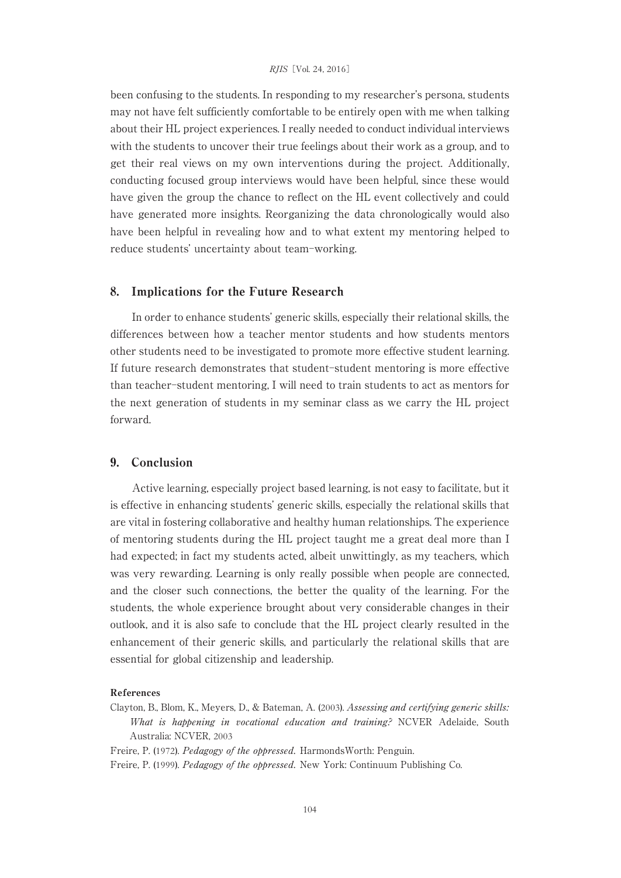been confusing to the students. In responding to my researcher's persona, students may not have felt sufficiently comfortable to be entirely open with me when talking about their HL project experiences. I really needed to conduct individual interviews with the students to uncover their true feelings about their work as a group, and to get their real views on my own interventions during the project. Additionally, conducting focused group interviews would have been helpful, since these would have given the group the chance to reflect on the HL event collectively and could have generated more insights. Reorganizing the data chronologically would also have been helpful in revealing how and to what extent my mentoring helped to reduce students' uncertainty about team-working.

## 8. Implications for the Future Research

In order to enhance students' generic skills, especially their relational skills, the differences between how a teacher mentor students and how students mentors other students need to be investigated to promote more effective student learning. If future research demonstrates that student-student mentoring is more effective than teacher-student mentoring, I will need to train students to act as mentors for the next generation of students in my seminar class as we carry the HL project forward.

## 9. Conclusion

Active learning, especially project based learning, is not easy to facilitate, but it is effective in enhancing students' generic skills, especially the relational skills that are vital in fostering collaborative and healthy human relationships. The experience of mentoring students during the HL project taught me a great deal more than I had expected; in fact my students acted, albeit unwittingly, as my teachers, which was very rewarding. Learning is only really possible when people are connected, and the closer such connections, the better the quality of the learning. For the students, the whole experience brought about very considerable changes in their outlook, and it is also safe to conclude that the HL project clearly resulted in the enhancement of their generic skills, and particularly the relational skills that are essential for global citizenship and leadership.

### References

Clayton, B., Blom, K., Meyers, D., & Bateman, A. (2003). *Assessing and certifying generic skills: What is happening in vocational education and training?* NCVER Adelaide, South Australia: NCVER, 2003

Freire, P. (1972). *Pedagogy of the oppressed*. HarmondsWorth: Penguin.

Freire, P. (1999). *Pedagogy of the oppressed*. New York: Continuum Publishing Co.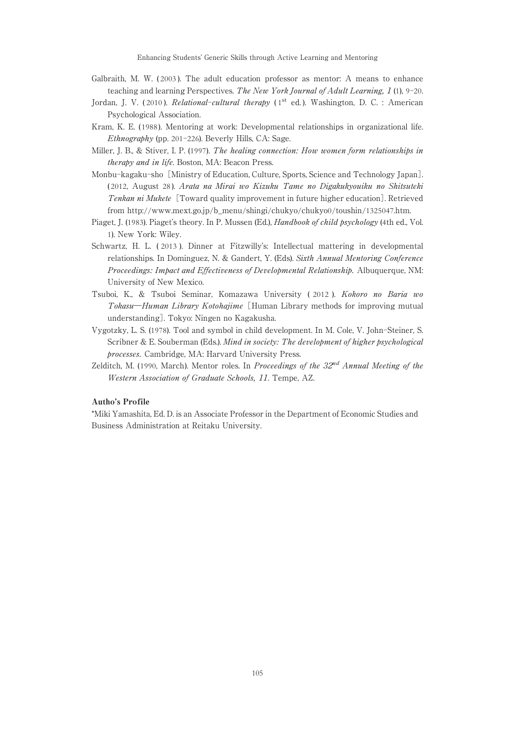Galbraith, M. W. (2003). The adult education professor as mentor: A means to enhance teaching and learning Perspectives. *The New York Journal of Adult Learning, 1* (1), 9-20.

Jordan, J. V. (2010). *Relational-cultural therapy* (1st ed.). Washington, D. C. : American Psychological Association.

Kram, K. E. (1988). Mentoring at work: Developmental relationships in organizational life. *Ethnography* (pp. 201-226). Beverly Hills, CA: Sage.

Miller, J. B., & Stiver, I. P. (1997). *The healing connection: How women form relationships in therapy and in life*. Boston, MA: Beacon Press.

Monbu-kagaku-sho [Ministry of Education, Culture, Sports, Science and Technology Japan]. (2012, August 28). *Arata na Mirai wo Kizuku Tame no Digakukyouiku no Shitsuteki Tenkan ni Mukete* [Toward quality improvement in future higher education]. Retrieved from http://www.mext.go.jp/b_menu/shingi/chukyo/chukyo0/toushin/1325047.htm.

Piaget, J. (1983). Piaget's theory. In P. Mussen (Ed.), *Handbook of child psychology* (4th ed., Vol. 1). New York: Wiley.

Schwartz, H. L. (2013). Dinner at Fitzwilly's: Intellectual mattering in developmental relationships. In Dominguez, N. & Gandert, Y. (Eds). *Sixth Annual Mentoring Conference Proceedings: Impact and Effectiveness of Developmental Relationship*. Albuquerque, NM: University of New Mexico.

Tsuboi, K., & Tsuboi Seminar, Komazawa University (2012). *Kokoro no Baria wo Tokasu—Human Library Kotohajime* [Human Library methods for improving mutual understanding]. Tokyo: Ningen no Kagakusha.

Vygotzky, L. S. (1978). Tool and symbol in child development. In M. Cole, V. John-Steiner, S. Scribner & E. Souberman (Eds.). *Mind in society: The development of higher psychological processes*. Cambridge, MA: Harvard University Press.

Zelditch, M. (1990, March). Mentor roles. In *Proceedings of the 32nd Annual Meeting of the Western Association of Graduate Schools, 11*. Tempe, AZ.

**Autho's Profile**

*Miki Yamashita, Ed. D. is an Associate Professor in the Department of Economic Studies and Business Administration at Reitaku University.